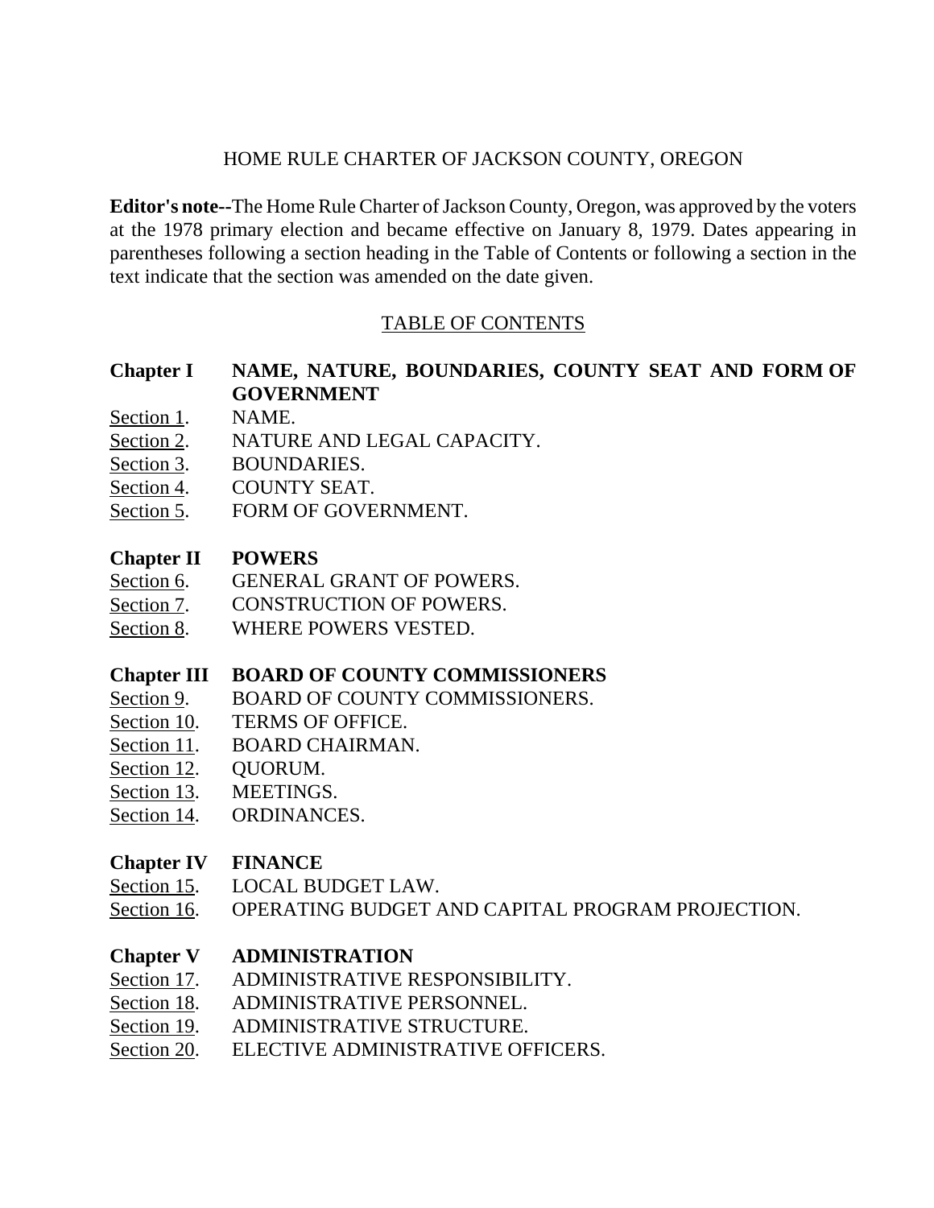# HOME RULE CHARTER OF JACKSON COUNTY, OREGON

**Editor's note--**The Home Rule Charter of Jackson County, Oregon, was approved by the voters at the 1978 primary election and became effective on January 8, 1979. Dates appearing in parentheses following a section heading in the Table of Contents or following a section in the text indicate that the section was amended on the date given.

## TABLE OF CONTENTS

**Chapter I NAME, NATURE, BOUNDARIES, COUNTY SEAT AND FORM OF GOVERNMENT**

Section 1. NAME.
Section 2. NATURE AND LEGAL CAPACITY.
Section 3. BOUNDARIES.
Section 4. COUNTY SEAT.
Section 5. FORM OF GOVERNMENT.

**Chapter II POWERS**

Section 6. GENERAL GRANT OF POWERS.
Section 7. CONSTRUCTION OF POWERS.
Section 8. WHERE POWERS VESTED.

**Chapter III BOARD OF COUNTY COMMISSIONERS**

Section 9. BOARD OF COUNTY COMMISSIONERS.
Section 10. TERMS OF OFFICE.
Section 11. BOARD CHAIRMAN.
Section 12. QUORUM.
Section 13. MEETINGS.
Section 14. ORDINANCES.

**Chapter IV FINANCE**

Section 15. LOCAL BUDGET LAW.
Section 16. OPERATING BUDGET AND CAPITAL PROGRAM PROJECTION.

**Chapter V ADMINISTRATION**

Section 17. ADMINISTRATIVE RESPONSIBILITY.
Section 18. ADMINISTRATIVE PERSONNEL.
Section 19. ADMINISTRATIVE STRUCTURE.
Section 20. ELECTIVE ADMINISTRATIVE OFFICERS.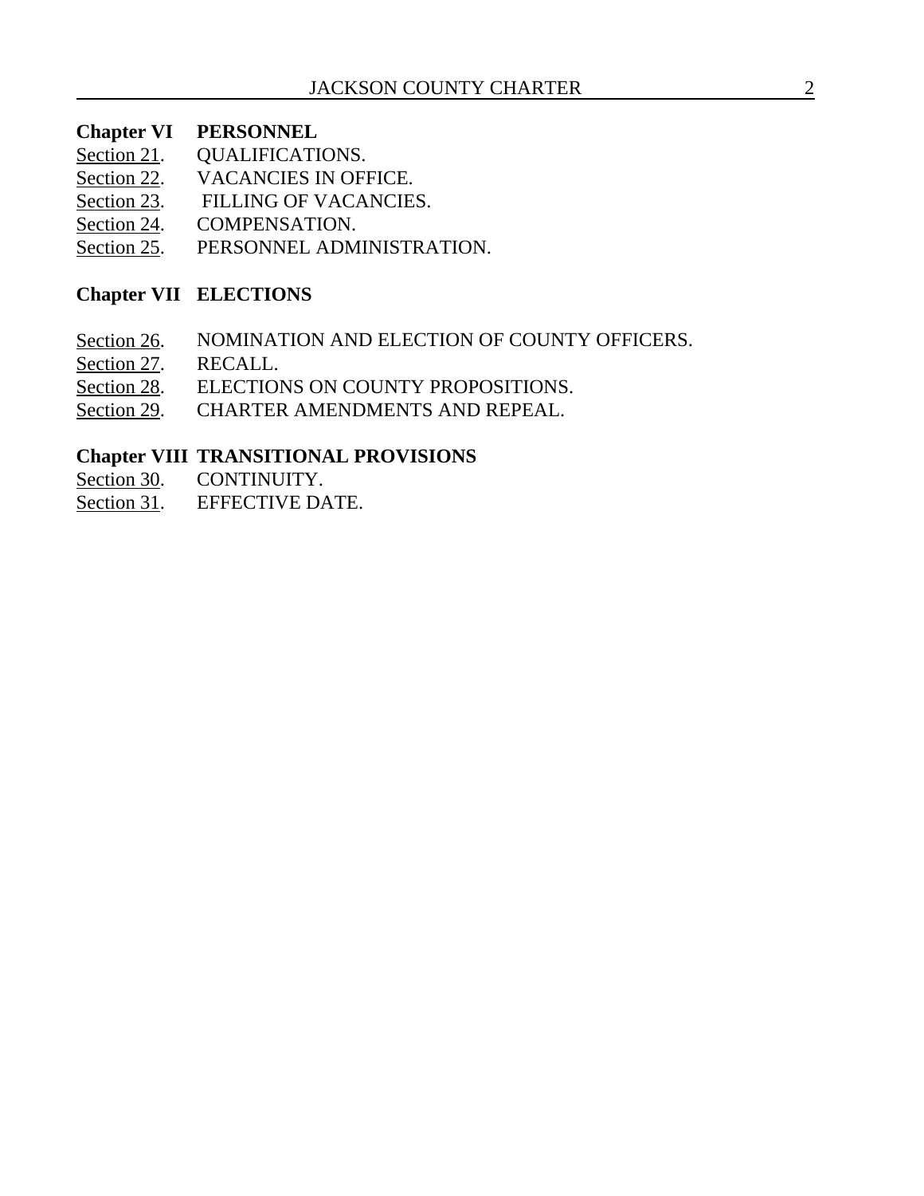**Chapter VI PERSONNEL**

Section 21. QUALIFICATIONS.
Section 22. VACANCIES IN OFFICE.
Section 23. FILLING OF VACANCIES.
Section 24. COMPENSATION.
Section 25. PERSONNEL ADMINISTRATION.

**Chapter VII ELECTIONS**

Section 26. NOMINATION AND ELECTION OF COUNTY OFFICERS.
Section 27. RECALL.
Section 28. ELECTIONS ON COUNTY PROPOSITIONS.
Section 29. CHARTER AMENDMENTS AND REPEAL.

**Chapter VIII TRANSITIONAL PROVISIONS**

Section 30. CONTINUITY.
Section 31. EFFECTIVE DATE.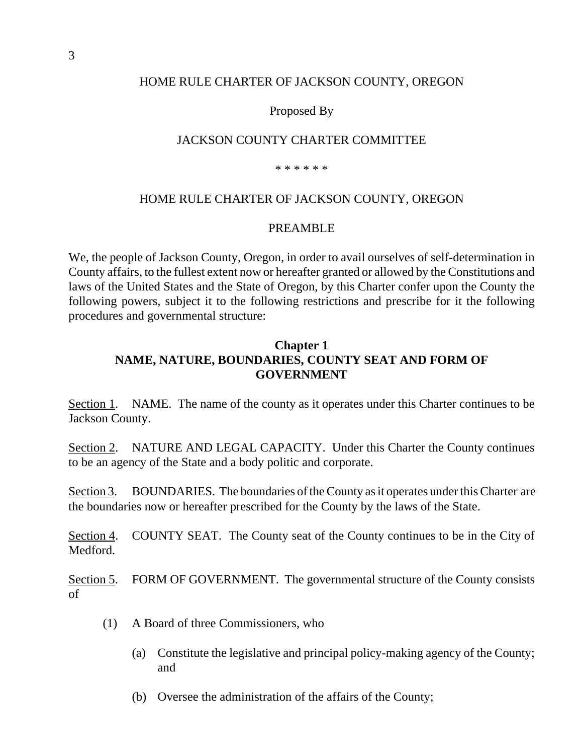HOME RULE CHARTER OF JACKSON COUNTY, OREGON

Proposed By

JACKSON COUNTY CHARTER COMMITTEE

\* \* \* \* \* \*

# HOME RULE CHARTER OF JACKSON COUNTY, OREGON

## PREAMBLE

We, the people of Jackson County, Oregon, in order to avail ourselves of self-determination in County affairs, to the fullest extent now or hereafter granted or allowed by the Constitutions and laws of the United States and the State of Oregon, by this Charter confer upon the County the following powers, subject it to the following restrictions and prescribe for it the following procedures and governmental structure:

## Chapter 1
## NAME, NATURE, BOUNDARIES, COUNTY SEAT AND FORM OF GOVERNMENT

<u>Section 1</u>. NAME. The name of the county as it operates under this Charter continues to be Jackson County.

<u>Section 2</u>. NATURE AND LEGAL CAPACITY. Under this Charter the County continues to be an agency of the State and a body politic and corporate.

<u>Section 3</u>. BOUNDARIES. The boundaries of the County as it operates under this Charter are the boundaries now or hereafter prescribed for the County by the laws of the State.

<u>Section 4</u>. COUNTY SEAT. The County seat of the County continues to be in the City of Medford.

<u>Section 5</u>. FORM OF GOVERNMENT. The governmental structure of the County consists of

(1) A Board of three Commissioners, who

(a) Constitute the legislative and principal policy-making agency of the County; and

(b) Oversee the administration of the affairs of the County;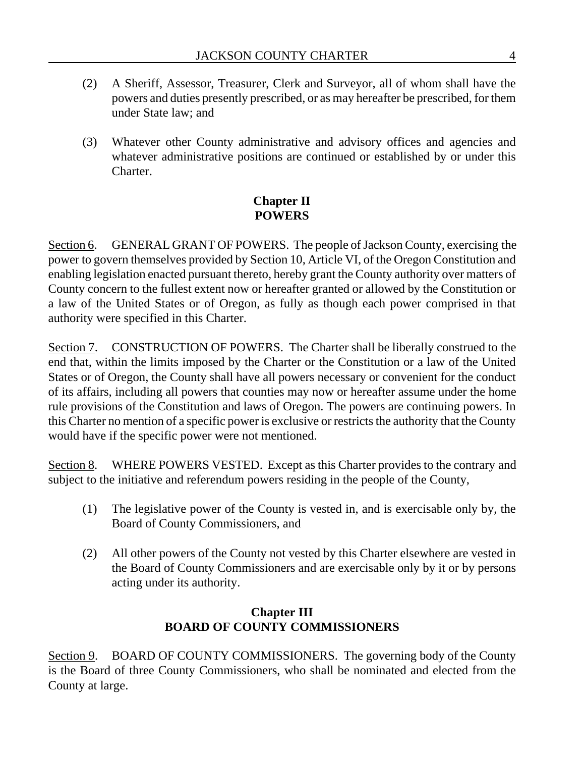(2) A Sheriff, Assessor, Treasurer, Clerk and Surveyor, all of whom shall have the powers and duties presently prescribed, or as may hereafter be prescribed, for them under State law; and

(3) Whatever other County administrative and advisory offices and agencies and whatever administrative positions are continued or established by or under this Charter.

## Chapter II
## POWERS

Section 6. GENERAL GRANT OF POWERS. The people of Jackson County, exercising the power to govern themselves provided by Section 10, Article VI, of the Oregon Constitution and enabling legislation enacted pursuant thereto, hereby grant the County authority over matters of County concern to the fullest extent now or hereafter granted or allowed by the Constitution or a law of the United States or of Oregon, as fully as though each power comprised in that authority were specified in this Charter.

Section 7. CONSTRUCTION OF POWERS. The Charter shall be liberally construed to the end that, within the limits imposed by the Charter or the Constitution or a law of the United States or of Oregon, the County shall have all powers necessary or convenient for the conduct of its affairs, including all powers that counties may now or hereafter assume under the home rule provisions of the Constitution and laws of Oregon. The powers are continuing powers. In this Charter no mention of a specific power is exclusive or restricts the authority that the County would have if the specific power were not mentioned.

Section 8. WHERE POWERS VESTED. Except as this Charter provides to the contrary and subject to the initiative and referendum powers residing in the people of the County,

(1) The legislative power of the County is vested in, and is exercisable only by, the Board of County Commissioners, and

(2) All other powers of the County not vested by this Charter elsewhere are vested in the Board of County Commissioners and are exercisable only by it or by persons acting under its authority.

## Chapter III
## BOARD OF COUNTY COMMISSIONERS

Section 9. BOARD OF COUNTY COMMISSIONERS. The governing body of the County is the Board of three County Commissioners, who shall be nominated and elected from the County at large.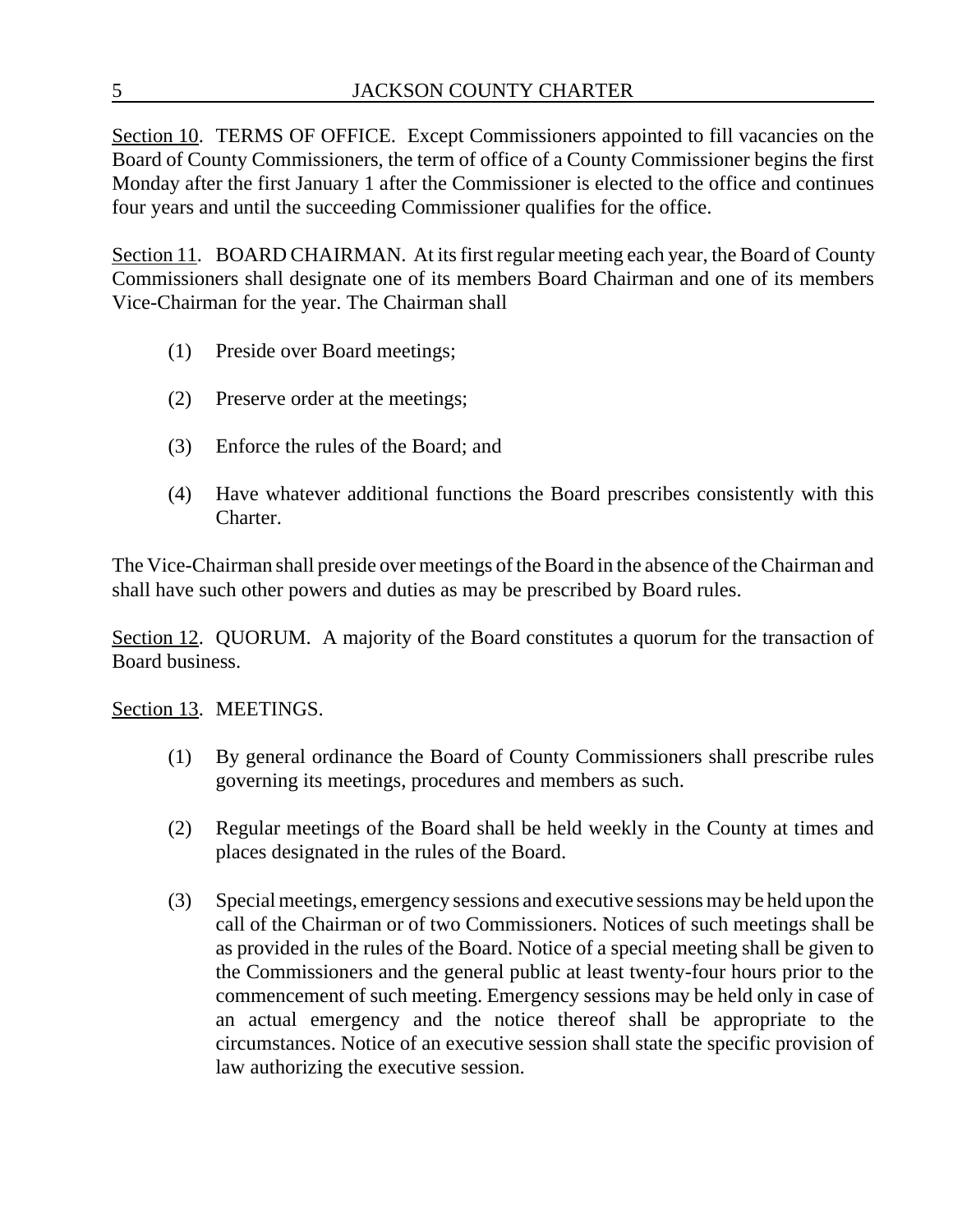Section 10. TERMS OF OFFICE. Except Commissioners appointed to fill vacancies on the Board of County Commissioners, the term of office of a County Commissioner begins the first Monday after the first January 1 after the Commissioner is elected to the office and continues four years and until the succeeding Commissioner qualifies for the office.

Section 11. BOARD CHAIRMAN. At its first regular meeting each year, the Board of County Commissioners shall designate one of its members Board Chairman and one of its members Vice-Chairman for the year. The Chairman shall

(1) Preside over Board meetings;

(2) Preserve order at the meetings;

(3) Enforce the rules of the Board; and

(4) Have whatever additional functions the Board prescribes consistently with this Charter.

The Vice-Chairman shall preside over meetings of the Board in the absence of the Chairman and shall have such other powers and duties as may be prescribed by Board rules.

Section 12. QUORUM. A majority of the Board constitutes a quorum for the transaction of Board business.

Section 13. MEETINGS.

(1) By general ordinance the Board of County Commissioners shall prescribe rules governing its meetings, procedures and members as such.

(2) Regular meetings of the Board shall be held weekly in the County at times and places designated in the rules of the Board.

(3) Special meetings, emergency sessions and executive sessions may be held upon the call of the Chairman or of two Commissioners. Notices of such meetings shall be as provided in the rules of the Board. Notice of a special meeting shall be given to the Commissioners and the general public at least twenty-four hours prior to the commencement of such meeting. Emergency sessions may be held only in case of an actual emergency and the notice thereof shall be appropriate to the circumstances. Notice of an executive session shall state the specific provision of law authorizing the executive session.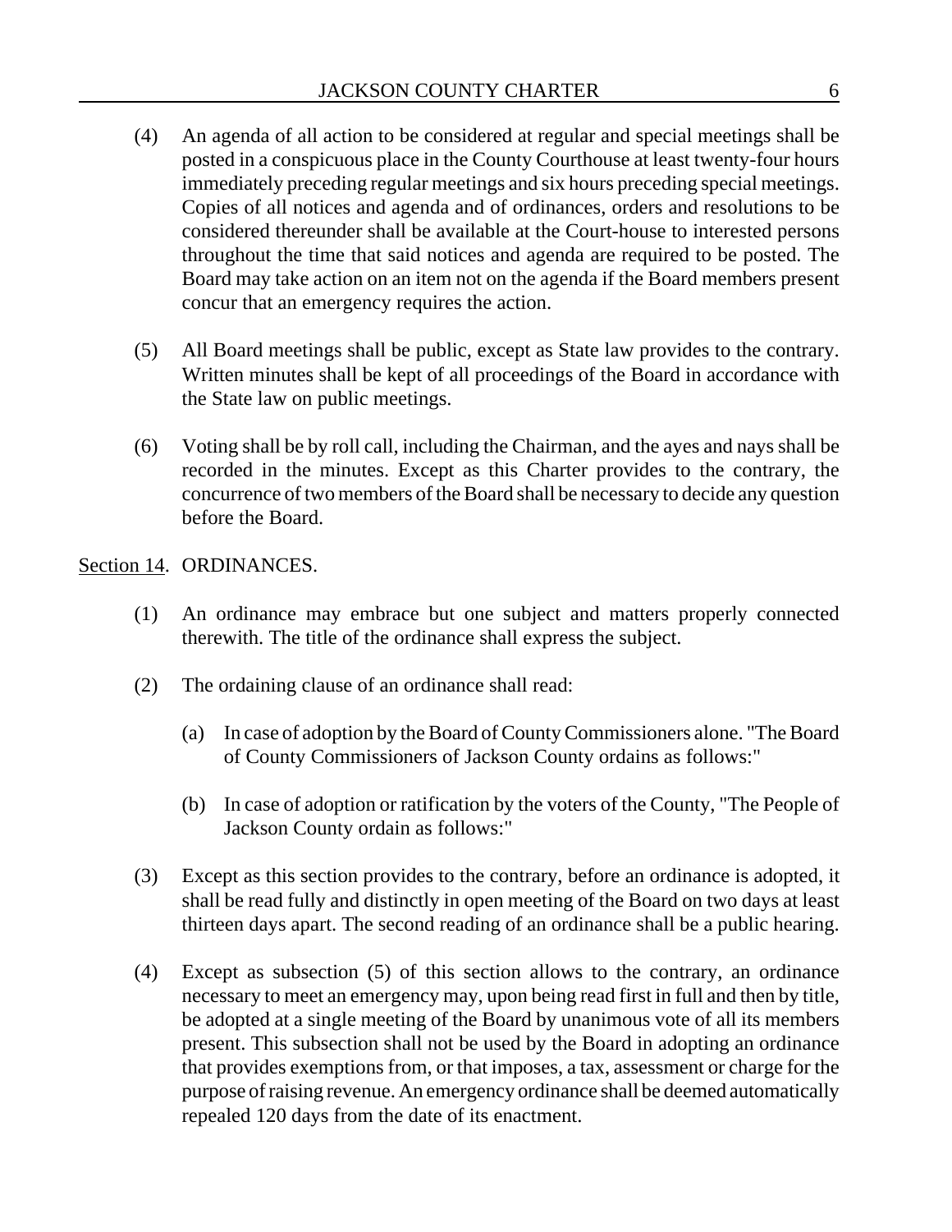(4) An agenda of all action to be considered at regular and special meetings shall be posted in a conspicuous place in the County Courthouse at least twenty-four hours immediately preceding regular meetings and six hours preceding special meetings. Copies of all notices and agenda and of ordinances, orders and resolutions to be considered thereunder shall be available at the Court-house to interested persons throughout the time that said notices and agenda are required to be posted. The Board may take action on an item not on the agenda if the Board members present concur that an emergency requires the action.

(5) All Board meetings shall be public, except as State law provides to the contrary. Written minutes shall be kept of all proceedings of the Board in accordance with the State law on public meetings.

(6) Voting shall be by roll call, including the Chairman, and the ayes and nays shall be recorded in the minutes. Except as this Charter provides to the contrary, the concurrence of two members of the Board shall be necessary to decide any question before the Board.

Section 14. ORDINANCES.

(1) An ordinance may embrace but one subject and matters properly connected therewith. The title of the ordinance shall express the subject.

(2) The ordaining clause of an ordinance shall read:

(a) In case of adoption by the Board of County Commissioners alone. "The Board of County Commissioners of Jackson County ordains as follows:"

(b) In case of adoption or ratification by the voters of the County, "The People of Jackson County ordain as follows:"

(3) Except as this section provides to the contrary, before an ordinance is adopted, it shall be read fully and distinctly in open meeting of the Board on two days at least thirteen days apart. The second reading of an ordinance shall be a public hearing.

(4) Except as subsection (5) of this section allows to the contrary, an ordinance necessary to meet an emergency may, upon being read first in full and then by title, be adopted at a single meeting of the Board by unanimous vote of all its members present. This subsection shall not be used by the Board in adopting an ordinance that provides exemptions from, or that imposes, a tax, assessment or charge for the purpose of raising revenue. An emergency ordinance shall be deemed automatically repealed 120 days from the date of its enactment.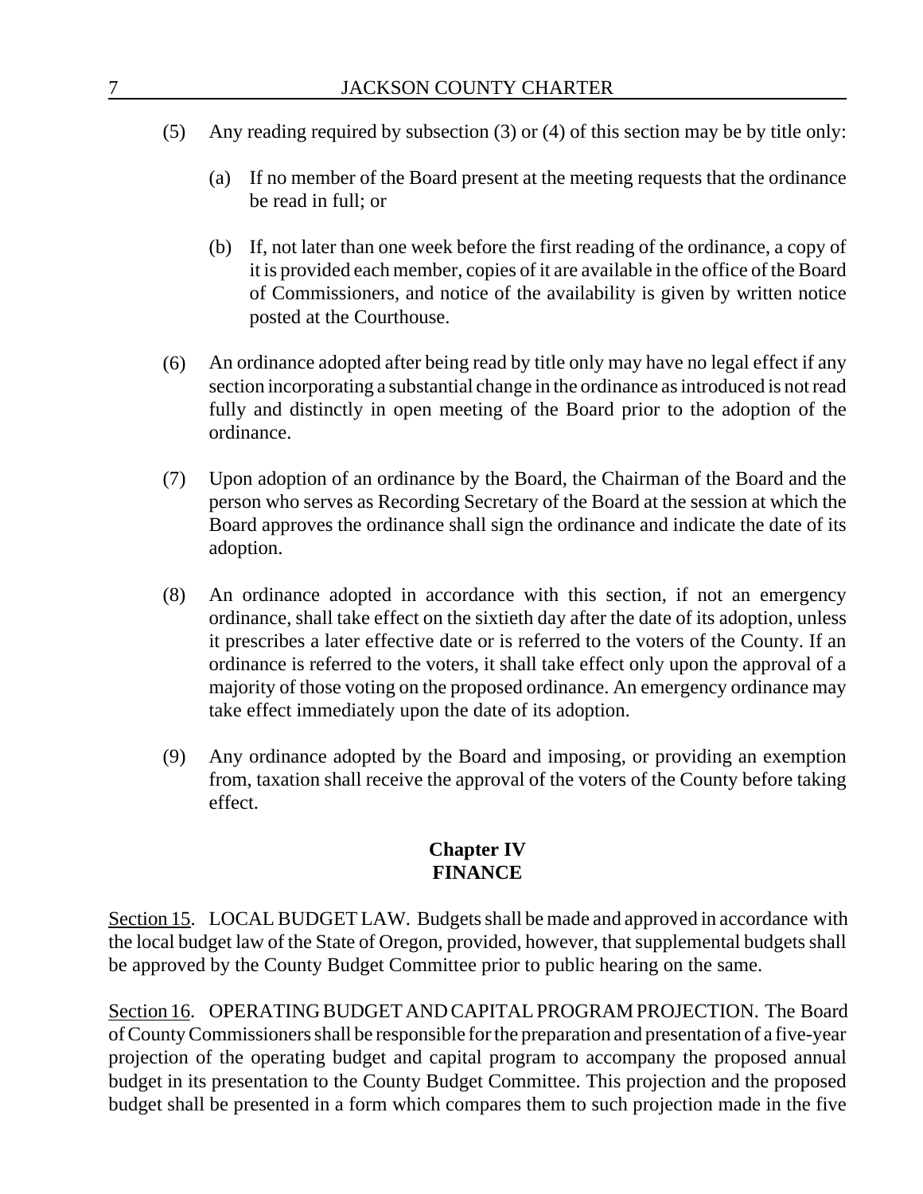(5) Any reading required by subsection (3) or (4) of this section may be by title only:

   (a) If no member of the Board present at the meeting requests that the ordinance be read in full; or

   (b) If, not later than one week before the first reading of the ordinance, a copy of it is provided each member, copies of it are available in the office of the Board of Commissioners, and notice of the availability is given by written notice posted at the Courthouse.

(6) An ordinance adopted after being read by title only may have no legal effect if any section incorporating a substantial change in the ordinance as introduced is not read fully and distinctly in open meeting of the Board prior to the adoption of the ordinance.

(7) Upon adoption of an ordinance by the Board, the Chairman of the Board and the person who serves as Recording Secretary of the Board at the session at which the Board approves the ordinance shall sign the ordinance and indicate the date of its adoption.

(8) An ordinance adopted in accordance with this section, if not an emergency ordinance, shall take effect on the sixtieth day after the date of its adoption, unless it prescribes a later effective date or is referred to the voters of the County. If an ordinance is referred to the voters, it shall take effect only upon the approval of a majority of those voting on the proposed ordinance. An emergency ordinance may take effect immediately upon the date of its adoption.

(9) Any ordinance adopted by the Board and imposing, or providing an exemption from, taxation shall receive the approval of the voters of the County before taking effect.

## Chapter IV
## FINANCE

Section 15. LOCAL BUDGET LAW. Budgets shall be made and approved in accordance with the local budget law of the State of Oregon, provided, however, that supplemental budgets shall be approved by the County Budget Committee prior to public hearing on the same.

Section 16. OPERATING BUDGET AND CAPITAL PROGRAM PROJECTION. The Board of County Commissioners shall be responsible for the preparation and presentation of a five-year projection of the operating budget and capital program to accompany the proposed annual budget in its presentation to the County Budget Committee. This projection and the proposed budget shall be presented in a form which compares them to such projection made in the five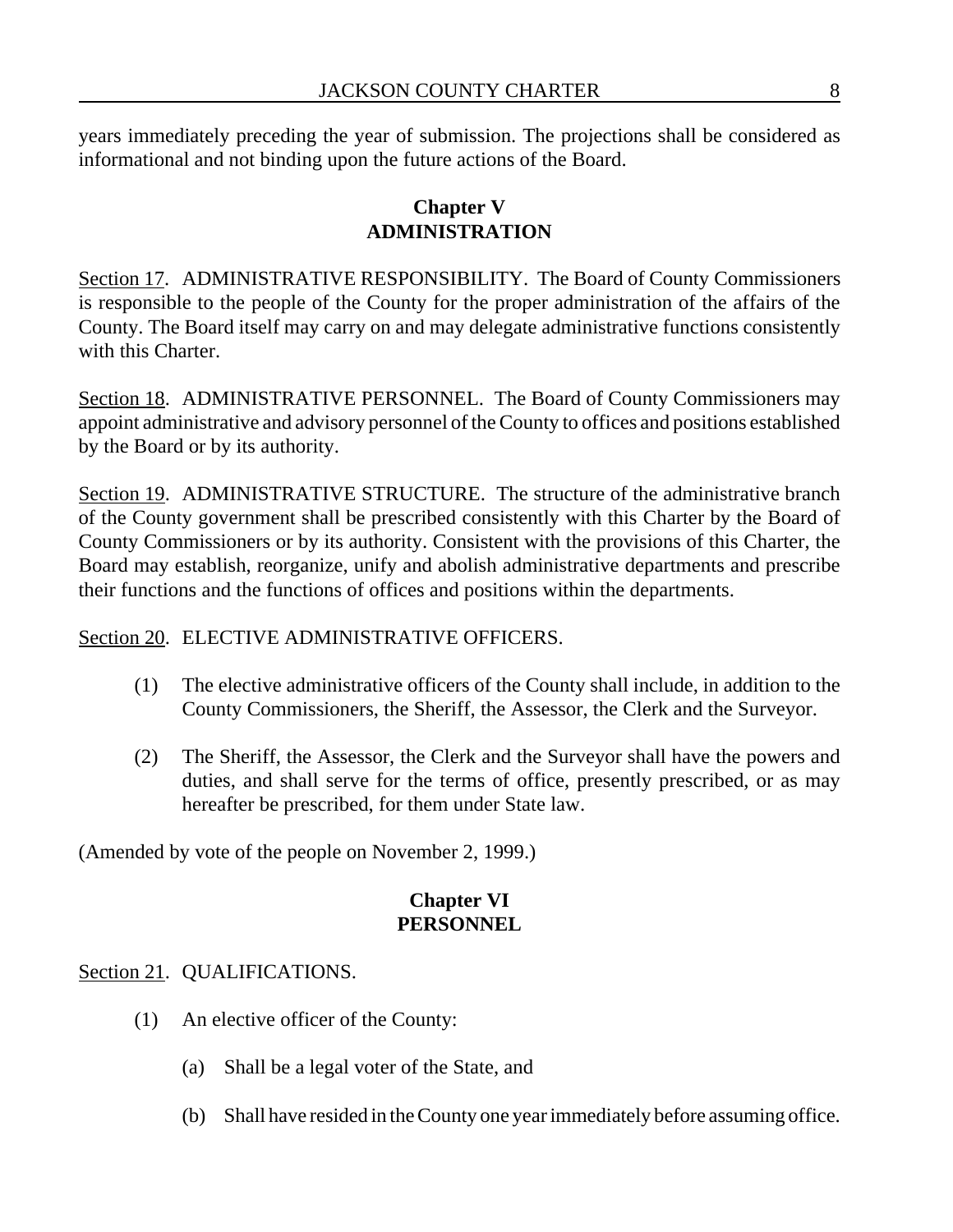years immediately preceding the year of submission. The projections shall be considered as informational and not binding upon the future actions of the Board.

## Chapter V
## ADMINISTRATION

Section 17. ADMINISTRATIVE RESPONSIBILITY. The Board of County Commissioners is responsible to the people of the County for the proper administration of the affairs of the County. The Board itself may carry on and may delegate administrative functions consistently with this Charter.

Section 18. ADMINISTRATIVE PERSONNEL. The Board of County Commissioners may appoint administrative and advisory personnel of the County to offices and positions established by the Board or by its authority.

Section 19. ADMINISTRATIVE STRUCTURE. The structure of the administrative branch of the County government shall be prescribed consistently with this Charter by the Board of County Commissioners or by its authority. Consistent with the provisions of this Charter, the Board may establish, reorganize, unify and abolish administrative departments and prescribe their functions and the functions of offices and positions within the departments.

Section 20. ELECTIVE ADMINISTRATIVE OFFICERS.

(1) The elective administrative officers of the County shall include, in addition to the County Commissioners, the Sheriff, the Assessor, the Clerk and the Surveyor.

(2) The Sheriff, the Assessor, the Clerk and the Surveyor shall have the powers and duties, and shall serve for the terms of office, presently prescribed, or as may hereafter be prescribed, for them under State law.

(Amended by vote of the people on November 2, 1999.)

## Chapter VI
## PERSONNEL

Section 21. QUALIFICATIONS.

(1) An elective officer of the County:

(a) Shall be a legal voter of the State, and

(b) Shall have resided in the County one year immediately before assuming office.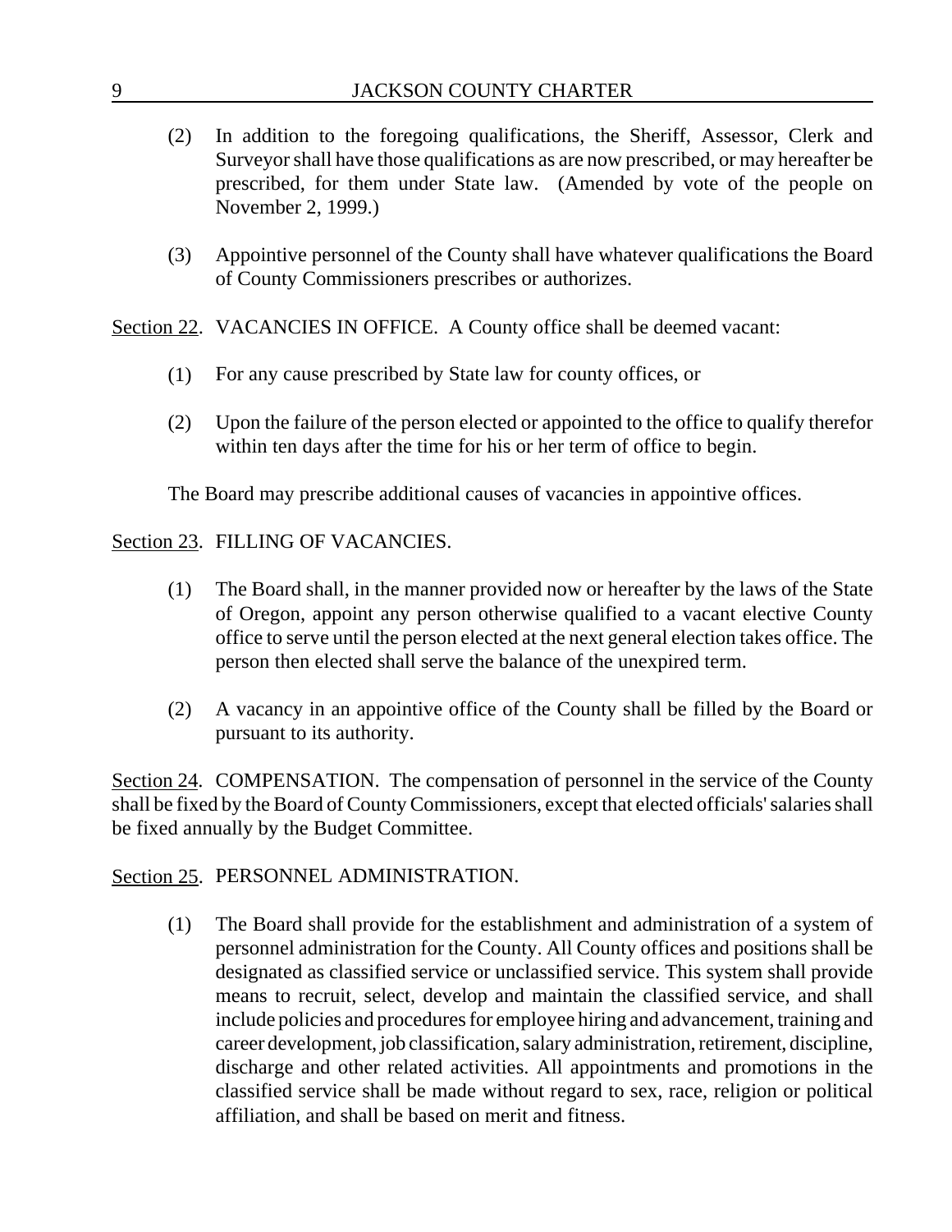(2) In addition to the foregoing qualifications, the Sheriff, Assessor, Clerk and Surveyor shall have those qualifications as are now prescribed, or may hereafter be prescribed, for them under State law. (Amended by vote of the people on November 2, 1999.)

(3) Appointive personnel of the County shall have whatever qualifications the Board of County Commissioners prescribes or authorizes.

Section 22. VACANCIES IN OFFICE. A County office shall be deemed vacant:

(1) For any cause prescribed by State law for county offices, or

(2) Upon the failure of the person elected or appointed to the office to qualify therefor within ten days after the time for his or her term of office to begin.

The Board may prescribe additional causes of vacancies in appointive offices.

Section 23. FILLING OF VACANCIES.

(1) The Board shall, in the manner provided now or hereafter by the laws of the State of Oregon, appoint any person otherwise qualified to a vacant elective County office to serve until the person elected at the next general election takes office. The person then elected shall serve the balance of the unexpired term.

(2) A vacancy in an appointive office of the County shall be filled by the Board or pursuant to its authority.

Section 24. COMPENSATION. The compensation of personnel in the service of the County shall be fixed by the Board of County Commissioners, except that elected officials' salaries shall be fixed annually by the Budget Committee.

Section 25. PERSONNEL ADMINISTRATION.

(1) The Board shall provide for the establishment and administration of a system of personnel administration for the County. All County offices and positions shall be designated as classified service or unclassified service. This system shall provide means to recruit, select, develop and maintain the classified service, and shall include policies and procedures for employee hiring and advancement, training and career development, job classification, salary administration, retirement, discipline, discharge and other related activities. All appointments and promotions in the classified service shall be made without regard to sex, race, religion or political affiliation, and shall be based on merit and fitness.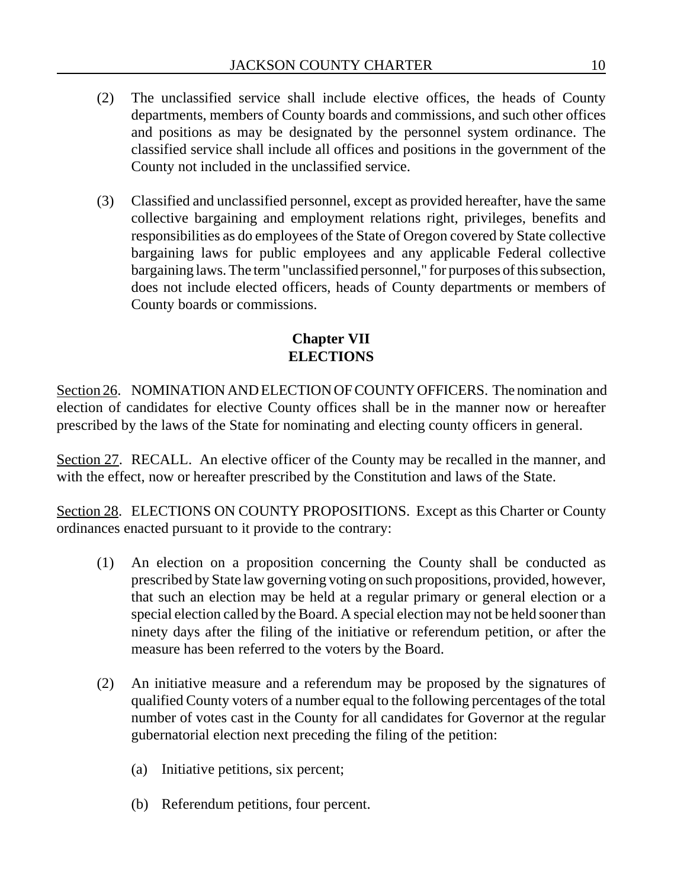(2) The unclassified service shall include elective offices, the heads of County departments, members of County boards and commissions, and such other offices and positions as may be designated by the personnel system ordinance. The classified service shall include all offices and positions in the government of the County not included in the unclassified service.

(3) Classified and unclassified personnel, except as provided hereafter, have the same collective bargaining and employment relations right, privileges, benefits and responsibilities as do employees of the State of Oregon covered by State collective bargaining laws for public employees and any applicable Federal collective bargaining laws. The term "unclassified personnel," for purposes of this subsection, does not include elected officers, heads of County departments or members of County boards or commissions.

## Chapter VII
## ELECTIONS

Section 26. NOMINATION AND ELECTION OF COUNTY OFFICERS. The nomination and election of candidates for elective County offices shall be in the manner now or hereafter prescribed by the laws of the State for nominating and electing county officers in general.

Section 27. RECALL. An elective officer of the County may be recalled in the manner, and with the effect, now or hereafter prescribed by the Constitution and laws of the State.

Section 28. ELECTIONS ON COUNTY PROPOSITIONS. Except as this Charter or County ordinances enacted pursuant to it provide to the contrary:

(1) An election on a proposition concerning the County shall be conducted as prescribed by State law governing voting on such propositions, provided, however, that such an election may be held at a regular primary or general election or a special election called by the Board. A special election may not be held sooner than ninety days after the filing of the initiative or referendum petition, or after the measure has been referred to the voters by the Board.

(2) An initiative measure and a referendum may be proposed by the signatures of qualified County voters of a number equal to the following percentages of the total number of votes cast in the County for all candidates for Governor at the regular gubernatorial election next preceding the filing of the petition:

   (a) Initiative petitions, six percent;

   (b) Referendum petitions, four percent.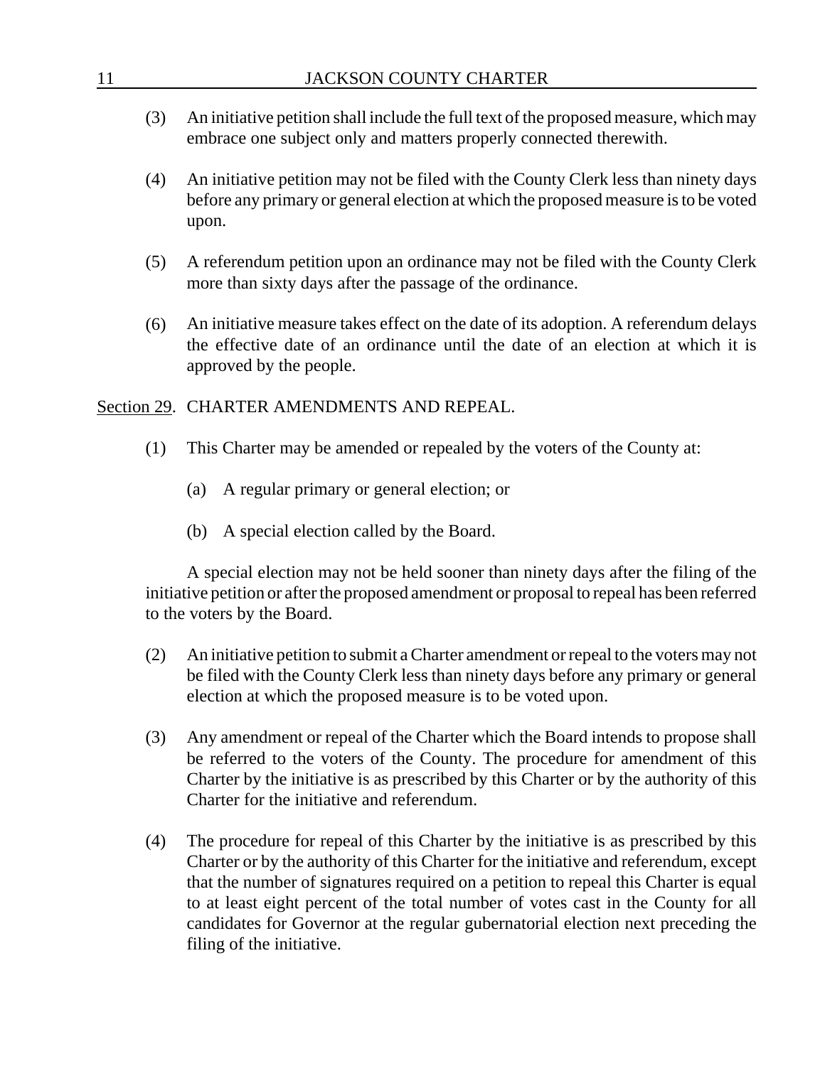(3) An initiative petition shall include the full text of the proposed measure, which may embrace one subject only and matters properly connected therewith.

(4) An initiative petition may not be filed with the County Clerk less than ninety days before any primary or general election at which the proposed measure is to be voted upon.

(5) A referendum petition upon an ordinance may not be filed with the County Clerk more than sixty days after the passage of the ordinance.

(6) An initiative measure takes effect on the date of its adoption. A referendum delays the effective date of an ordinance until the date of an election at which it is approved by the people.

Section 29. CHARTER AMENDMENTS AND REPEAL.

(1) This Charter may be amended or repealed by the voters of the County at:

(a) A regular primary or general election; or

(b) A special election called by the Board.

A special election may not be held sooner than ninety days after the filing of the initiative petition or after the proposed amendment or proposal to repeal has been referred to the voters by the Board.

(2) An initiative petition to submit a Charter amendment or repeal to the voters may not be filed with the County Clerk less than ninety days before any primary or general election at which the proposed measure is to be voted upon.

(3) Any amendment or repeal of the Charter which the Board intends to propose shall be referred to the voters of the County. The procedure for amendment of this Charter by the initiative is as prescribed by this Charter or by the authority of this Charter for the initiative and referendum.

(4) The procedure for repeal of this Charter by the initiative is as prescribed by this Charter or by the authority of this Charter for the initiative and referendum, except that the number of signatures required on a petition to repeal this Charter is equal to at least eight percent of the total number of votes cast in the County for all candidates for Governor at the regular gubernatorial election next preceding the filing of the initiative.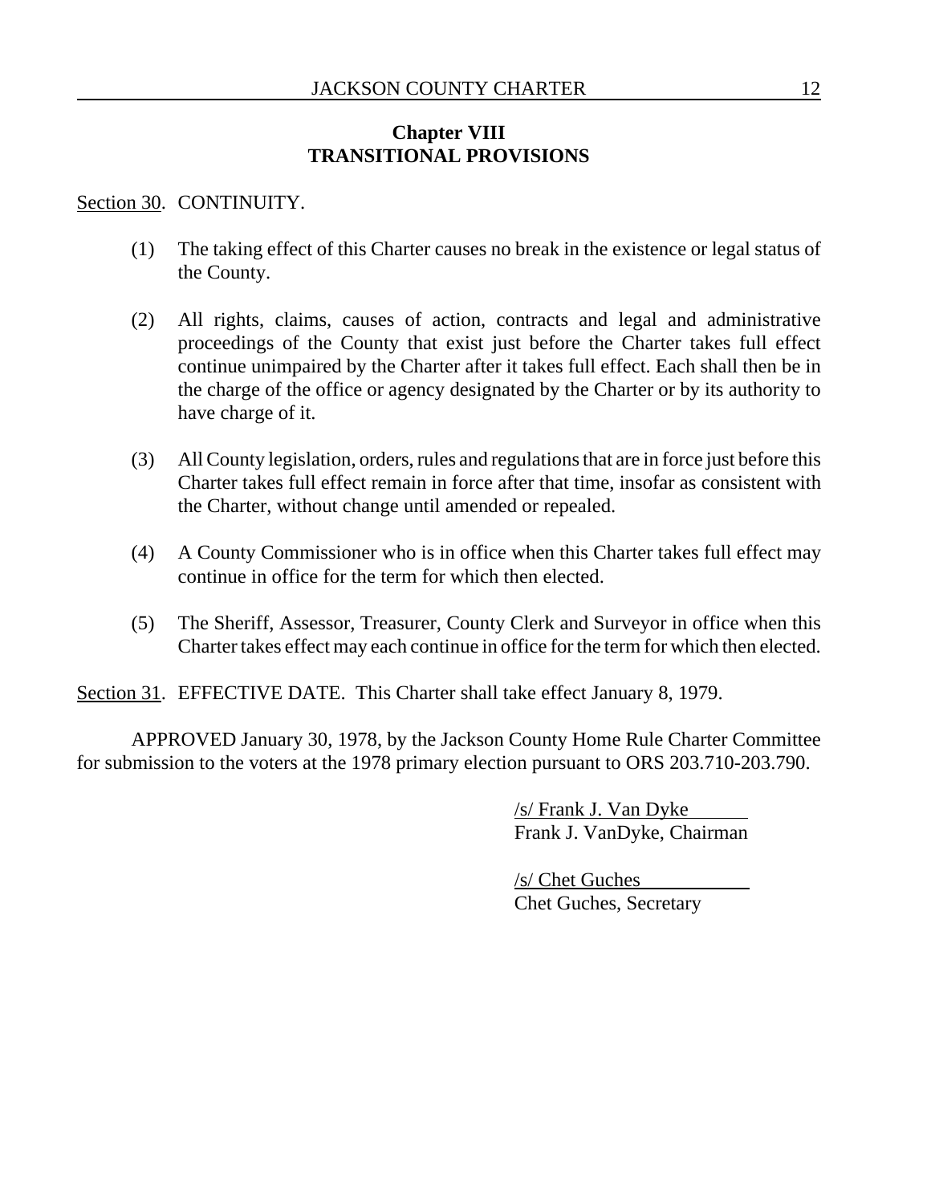## Chapter VIII
## TRANSITIONAL PROVISIONS

Section 30. CONTINUITY.

(1) The taking effect of this Charter causes no break in the existence or legal status of the County.

(2) All rights, claims, causes of action, contracts and legal and administrative proceedings of the County that exist just before the Charter takes full effect continue unimpaired by the Charter after it takes full effect. Each shall then be in the charge of the office or agency designated by the Charter or by its authority to have charge of it.

(3) All County legislation, orders, rules and regulations that are in force just before this Charter takes full effect remain in force after that time, insofar as consistent with the Charter, without change until amended or repealed.

(4) A County Commissioner who is in office when this Charter takes full effect may continue in office for the term for which then elected.

(5) The Sheriff, Assessor, Treasurer, County Clerk and Surveyor in office when this Charter takes effect may each continue in office for the term for which then elected.

Section 31. EFFECTIVE DATE. This Charter shall take effect January 8, 1979.

APPROVED January 30, 1978, by the Jackson County Home Rule Charter Committee for submission to the voters at the 1978 primary election pursuant to ORS 203.710-203.790.

/s/ Frank J. Van Dyke
Frank J. VanDyke, Chairman

/s/ Chet Guches
Chet Guches, Secretary